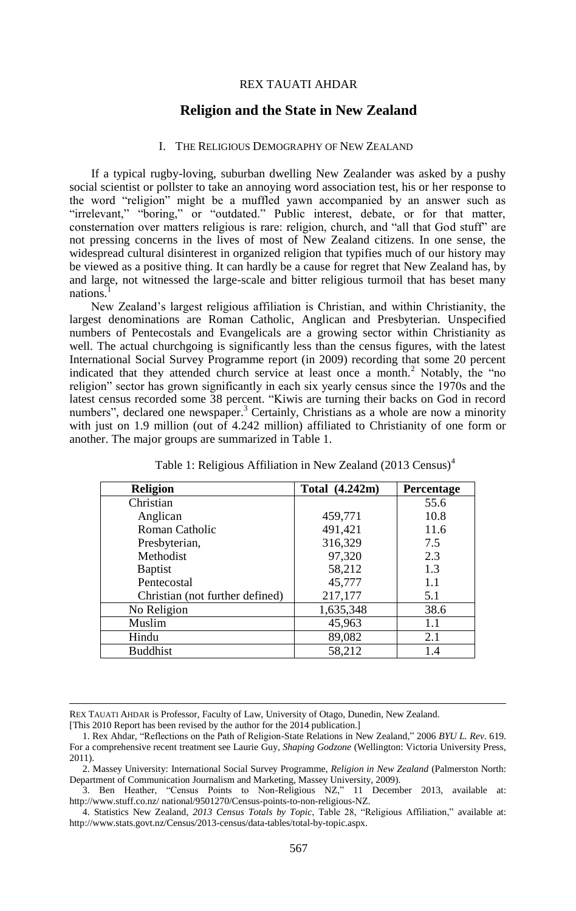REX TAUATI AHDAR

# Religion and the State in New Zealand

## I. THE RELIGIOUS DEMOGRAPHY OF NEW ZEALAND

If a typical rugby-loving, suburban dwelling New Zealander was asked by a pushy social scientist or pollster to take an annoying word association test, his or her response to the word "religion" might be a muffled yawn accompanied by an answer such as "irrelevant," "boring," or "outdated." Public interest, debate, or for that matter, consternation over matters religious is rare: religion, church, and "all that God stuff" are not pressing concerns in the lives of most of New Zealand citizens. In one sense, the widespread cultural disinterest in organized religion that typifies much of our history may be viewed as a positive thing. It can hardly be a cause for regret that New Zealand has, by and large, not witnessed the large-scale and bitter religious turmoil that has beset many nations.[1]

New Zealand's largest religious affiliation is Christian, and within Christianity, the largest denominations are Roman Catholic, Anglican and Presbyterian. Unspecified numbers of Pentecostals and Evangelicals are a growing sector within Christianity as well. The actual churchgoing is significantly less than the census figures, with the latest International Social Survey Programme report (in 2009) recording that some 20 percent indicated that they attended church service at least once a month.[2] Notably, the "no religion" sector has grown significantly in each six yearly census since the 1970s and the latest census recorded some 38 percent. "Kiwis are turning their backs on God in record numbers", declared one newspaper.[3] Certainly, Christians as a whole are now a minority with just on 1.9 million (out of 4.242 million) affiliated to Christianity of one form or another. The major groups are summarized in Table 1.

Table 1: Religious Affiliation in New Zealand (2013 Census)[4]

| Religion | Total (4.242m) | Percentage |
|---|---|---|
| Christian | | 55.6 |
| Anglican | 459,771 | 10.8 |
| Roman Catholic | 491,421 | 11.6 |
| Presbyterian, | 316,329 | 7.5 |
| Methodist | 97,320 | 2.3 |
| Baptist | 58,212 | 1.3 |
| Pentecostal | 45,777 | 1.1 |
| Christian (not further defined) | 217,177 | 5.1 |
| No Religion | 1,635,348 | 38.6 |
| Muslim | 45,963 | 1.1 |
| Hindu | 89,082 | 2.1 |
| Buddhist | 58,212 | 1.4 |

---

REX TAUATI AHDAR is Professor, Faculty of Law, University of Otago, Dunedin, New Zealand.
[This 2010 Report has been revised by the author for the 2014 publication.]

1. Rex Ahdar, "Reflections on the Path of Religion-State Relations in New Zealand," 2006 *BYU L. Rev.* 619. For a comprehensive recent treatment see Laurie Guy, *Shaping Godzone* (Wellington: Victoria University Press, 2011).

2. Massey University: International Social Survey Programme, *Religion in New Zealand* (Palmerston North: Department of Communication Journalism and Marketing, Massey University, 2009).

3. Ben Heather, "Census Points to Non-Religious NZ," 11 December 2013, available at: http://www.stuff.co.nz/ national/9501270/Census-points-to-non-religious-NZ.

4. Statistics New Zealand, *2013 Census Totals by Topic*, Table 28, "Religious Affiliation," available at: http://www.stats.govt.nz/Census/2013-census/data-tables/total-by-topic.aspx.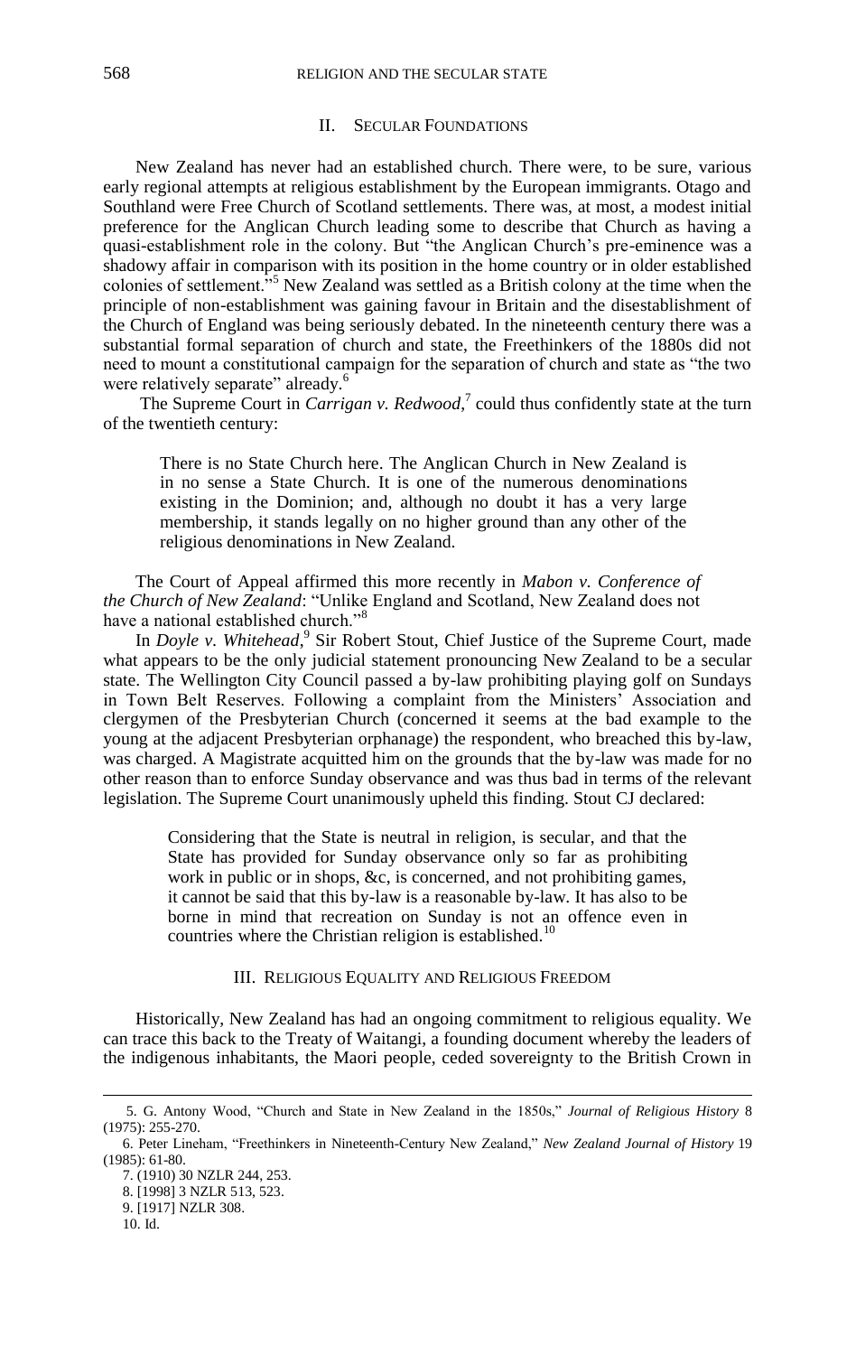## II. SECULAR FOUNDATIONS

New Zealand has never had an established church. There were, to be sure, various early regional attempts at religious establishment by the European immigrants. Otago and Southland were Free Church of Scotland settlements. There was, at most, a modest initial preference for the Anglican Church leading some to describe that Church as having a quasi-establishment role in the colony. But "the Anglican Church's pre-eminence was a shadowy affair in comparison with its position in the home country or in older established colonies of settlement."[5] New Zealand was settled as a British colony at the time when the principle of non-establishment was gaining favour in Britain and the disestablishment of the Church of England was being seriously debated. In the nineteenth century there was a substantial formal separation of church and state, the Freethinkers of the 1880s did not need to mount a constitutional campaign for the separation of church and state as "the two were relatively separate" already.[6]

The Supreme Court in *Carrigan v. Redwood*,[7] could thus confidently state at the turn of the twentieth century:

> There is no State Church here. The Anglican Church in New Zealand is in no sense a State Church. It is one of the numerous denominations existing in the Dominion; and, although no doubt it has a very large membership, it stands legally on no higher ground than any other of the religious denominations in New Zealand.

The Court of Appeal affirmed this more recently in *Mabon v. Conference of the Church of New Zealand*: "Unlike England and Scotland, New Zealand does not have a national established church."[8]

In *Doyle v. Whitehead*,[9] Sir Robert Stout, Chief Justice of the Supreme Court, made what appears to be the only judicial statement pronouncing New Zealand to be a secular state. The Wellington City Council passed a by-law prohibiting playing golf on Sundays in Town Belt Reserves. Following a complaint from the Ministers' Association and clergymen of the Presbyterian Church (concerned it seems at the bad example to the young at the adjacent Presbyterian orphanage) the respondent, who breached this by-law, was charged. A Magistrate acquitted him on the grounds that the by-law was made for no other reason than to enforce Sunday observance and was thus bad in terms of the relevant legislation. The Supreme Court unanimously upheld this finding. Stout CJ declared:

> Considering that the State is neutral in religion, is secular, and that the State has provided for Sunday observance only so far as prohibiting work in public or in shops, &c, is concerned, and not prohibiting games, it cannot be said that this by-law is a reasonable by-law. It has also to be borne in mind that recreation on Sunday is not an offence even in countries where the Christian religion is established.[10]

## III. RELIGIOUS EQUALITY AND RELIGIOUS FREEDOM

Historically, New Zealand has had an ongoing commitment to religious equality. We can trace this back to the Treaty of Waitangi, a founding document whereby the leaders of the indigenous inhabitants, the Maori people, ceded sovereignty to the British Crown in

---

5. G. Antony Wood, "Church and State in New Zealand in the 1850s," *Journal of Religious History* 8 (1975): 255-270.

6. Peter Lineham, "Freethinkers in Nineteenth-Century New Zealand," *New Zealand Journal of History* 19 (1985): 61-80.

7. (1910) 30 NZLR 244, 253.

8. [1998] 3 NZLR 513, 523.

9. [1917] NZLR 308.

10. Id.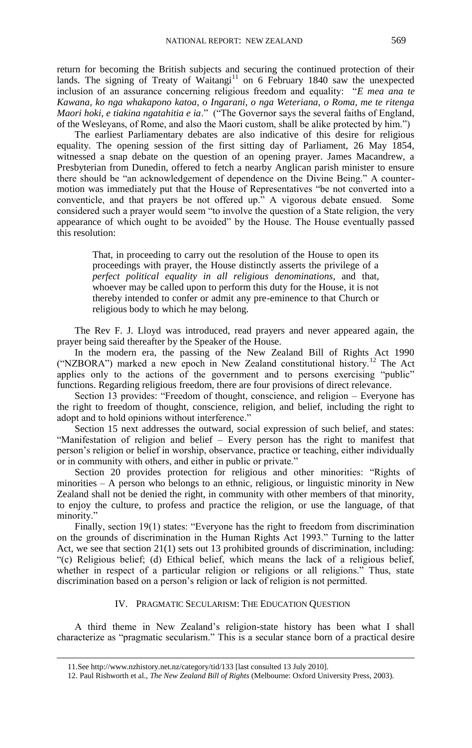return for becoming the British subjects and securing the continued protection of their lands. The signing of Treaty of Waitangi[11] on 6 February 1840 saw the unexpected inclusion of an assurance concerning religious freedom and equality: "*E mea ana te Kawana, ko nga whakapono katoa, o Ingarani, o nga Weteriana, o Roma, me te ritenga Maori hoki, e tiakina ngatahitia e ia*." ("The Governor says the several faiths of England, of the Wesleyans, of Rome, and also the Maori custom, shall be alike protected by him.")

The earliest Parliamentary debates are also indicative of this desire for religious equality. The opening session of the first sitting day of Parliament, 26 May 1854, witnessed a snap debate on the question of an opening prayer. James Macandrew, a Presbyterian from Dunedin, offered to fetch a nearby Anglican parish minister to ensure there should be "an acknowledgement of dependence on the Divine Being." A counter-motion was immediately put that the House of Representatives "be not converted into a conventicle, and that prayers be not offered up." A vigorous debate ensued. Some considered such a prayer would seem "to involve the question of a State religion, the very appearance of which ought to be avoided" by the House. The House eventually passed this resolution:

> That, in proceeding to carry out the resolution of the House to open its proceedings with prayer, the House distinctly asserts the privilege of a *perfect political equality in all religious denominations*, and that, whoever may be called upon to perform this duty for the House, it is not thereby intended to confer or admit any pre-eminence to that Church or religious body to which he may belong.

The Rev F. J. Lloyd was introduced, read prayers and never appeared again, the prayer being said thereafter by the Speaker of the House.

In the modern era, the passing of the New Zealand Bill of Rights Act 1990 ("NZBORA") marked a new epoch in New Zealand constitutional history.[12] The Act applies only to the actions of the government and to persons exercising "public" functions. Regarding religious freedom, there are four provisions of direct relevance.

Section 13 provides: "Freedom of thought, conscience, and religion – Everyone has the right to freedom of thought, conscience, religion, and belief, including the right to adopt and to hold opinions without interference."

Section 15 next addresses the outward, social expression of such belief, and states: "Manifestation of religion and belief – Every person has the right to manifest that person's religion or belief in worship, observance, practice or teaching, either individually or in community with others, and either in public or private."

Section 20 provides protection for religious and other minorities: "Rights of minorities – A person who belongs to an ethnic, religious, or linguistic minority in New Zealand shall not be denied the right, in community with other members of that minority, to enjoy the culture, to profess and practice the religion, or use the language, of that minority."

Finally, section 19(1) states: "Everyone has the right to freedom from discrimination on the grounds of discrimination in the Human Rights Act 1993." Turning to the latter Act, we see that section 21(1) sets out 13 prohibited grounds of discrimination, including: "(c) Religious belief; (d) Ethical belief, which means the lack of a religious belief, whether in respect of a particular religion or religions or all religions." Thus, state discrimination based on a person's religion or lack of religion is not permitted.

## IV. Pragmatic Secularism: The Education Question

A third theme in New Zealand's religion-state history has been what I shall characterize as "pragmatic secularism." This is a secular stance born of a practical desire

---

11. See http://www.nzhistory.net.nz/category/tid/133 [last consulted 13 July 2010].

12. Paul Rishworth et al., *The New Zealand Bill of Rights* (Melbourne: Oxford University Press, 2003).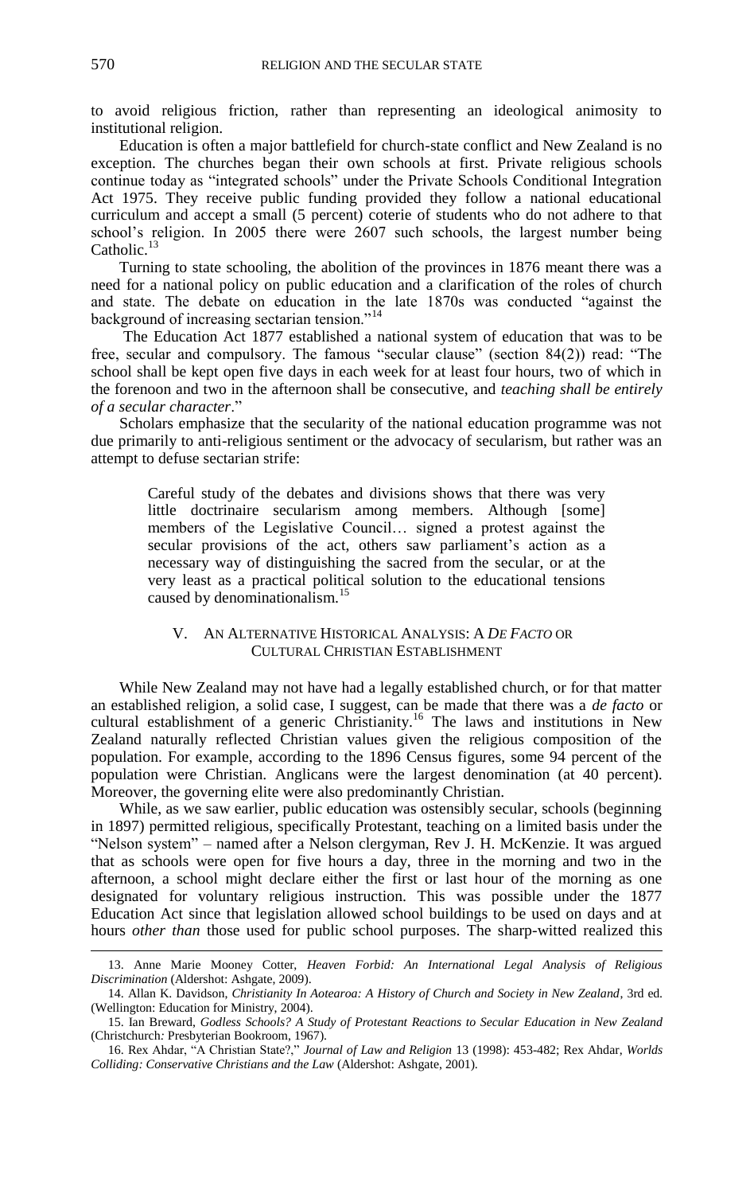to avoid religious friction, rather than representing an ideological animosity to institutional religion.

Education is often a major battlefield for church-state conflict and New Zealand is no exception. The churches began their own schools at first. Private religious schools continue today as "integrated schools" under the Private Schools Conditional Integration Act 1975. They receive public funding provided they follow a national educational curriculum and accept a small (5 percent) coterie of students who do not adhere to that school's religion. In 2005 there were 2607 such schools, the largest number being Catholic.[13]

Turning to state schooling, the abolition of the provinces in 1876 meant there was a need for a national policy on public education and a clarification of the roles of church and state. The debate on education in the late 1870s was conducted "against the background of increasing sectarian tension."[14]

The Education Act 1877 established a national system of education that was to be free, secular and compulsory. The famous "secular clause" (section 84(2)) read: "The school shall be kept open five days in each week for at least four hours, two of which in the forenoon and two in the afternoon shall be consecutive, and *teaching shall be entirely of a secular character*."

Scholars emphasize that the secularity of the national education programme was not due primarily to anti-religious sentiment or the advocacy of secularism, but rather was an attempt to defuse sectarian strife:

> Careful study of the debates and divisions shows that there was very little doctrinaire secularism among members. Although [some] members of the Legislative Council… signed a protest against the secular provisions of the act, others saw parliament's action as a necessary way of distinguishing the sacred from the secular, or at the very least as a practical political solution to the educational tensions caused by denominationalism.[15]

## V. AN ALTERNATIVE HISTORICAL ANALYSIS: A *DE FACTO* OR CULTURAL CHRISTIAN ESTABLISHMENT

While New Zealand may not have had a legally established church, or for that matter an established religion, a solid case, I suggest, can be made that there was a *de facto* or cultural establishment of a generic Christianity.[16] The laws and institutions in New Zealand naturally reflected Christian values given the religious composition of the population. For example, according to the 1896 Census figures, some 94 percent of the population were Christian. Anglicans were the largest denomination (at 40 percent). Moreover, the governing elite were also predominantly Christian.

While, as we saw earlier, public education was ostensibly secular, schools (beginning in 1897) permitted religious, specifically Protestant, teaching on a limited basis under the "Nelson system" – named after a Nelson clergyman, Rev J. H. McKenzie. It was argued that as schools were open for five hours a day, three in the morning and two in the afternoon, a school might declare either the first or last hour of the morning as one designated for voluntary religious instruction. This was possible under the 1877 Education Act since that legislation allowed school buildings to be used on days and at hours *other than* those used for public school purposes. The sharp-witted realized this

---

13. Anne Marie Mooney Cotter, *Heaven Forbid: An International Legal Analysis of Religious Discrimination* (Aldershot: Ashgate, 2009).

14. Allan K. Davidson, *Christianity In Aotearoa: A History of Church and Society in New Zealand*, 3rd ed. (Wellington: Education for Ministry, 2004).

15. Ian Breward, *Godless Schools? A Study of Protestant Reactions to Secular Education in New Zealand* (Christchurch: Presbyterian Bookroom, 1967).

16. Rex Ahdar, "A Christian State?," *Journal of Law and Religion* 13 (1998): 453-482; Rex Ahdar, *Worlds Colliding: Conservative Christians and the Law* (Aldershot: Ashgate, 2001).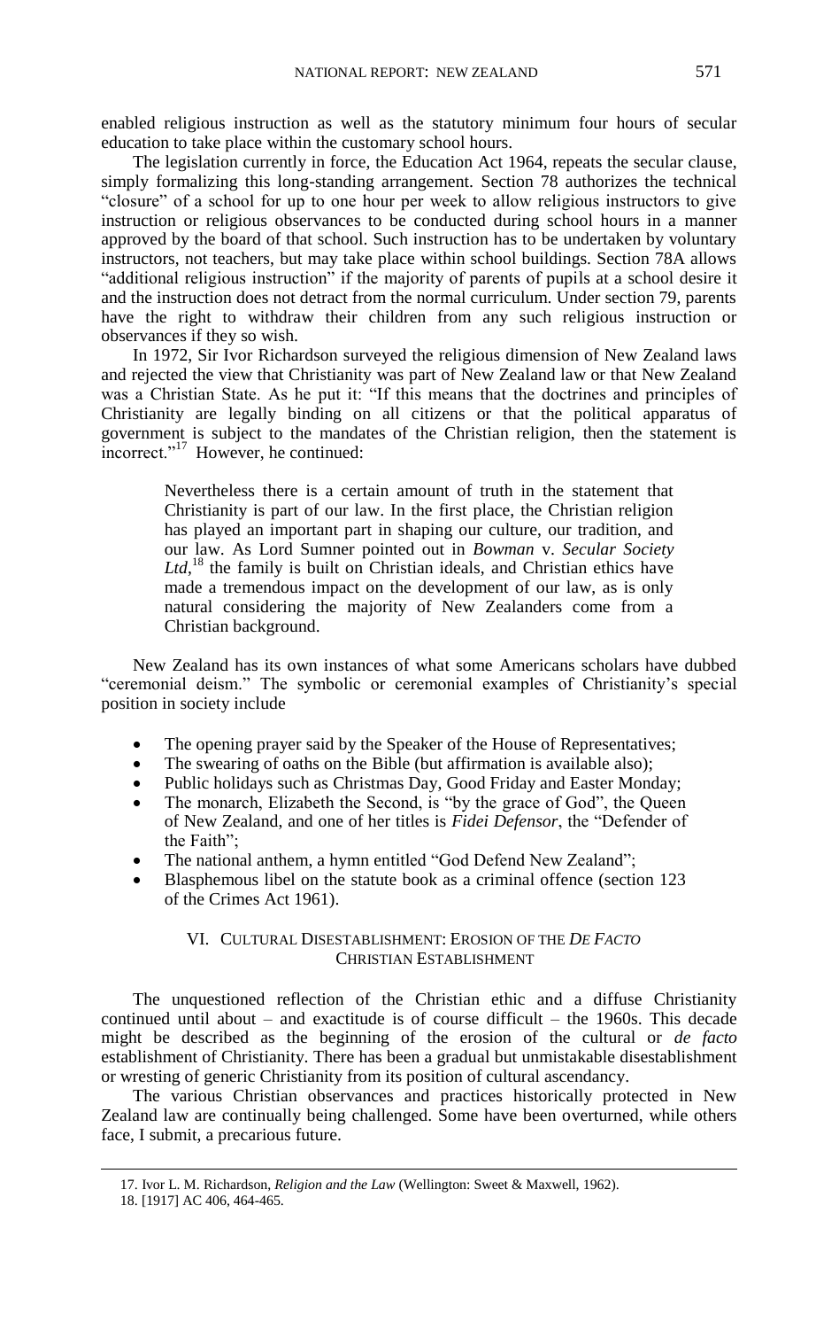enabled religious instruction as well as the statutory minimum four hours of secular education to take place within the customary school hours.

The legislation currently in force, the Education Act 1964, repeats the secular clause, simply formalizing this long-standing arrangement. Section 78 authorizes the technical "closure" of a school for up to one hour per week to allow religious instructors to give instruction or religious observances to be conducted during school hours in a manner approved by the board of that school. Such instruction has to be undertaken by voluntary instructors, not teachers, but may take place within school buildings. Section 78A allows "additional religious instruction" if the majority of parents of pupils at a school desire it and the instruction does not detract from the normal curriculum. Under section 79, parents have the right to withdraw their children from any such religious instruction or observances if they so wish.

In 1972, Sir Ivor Richardson surveyed the religious dimension of New Zealand laws and rejected the view that Christianity was part of New Zealand law or that New Zealand was a Christian State. As he put it: "If this means that the doctrines and principles of Christianity are legally binding on all citizens or that the political apparatus of government is subject to the mandates of the Christian religion, then the statement is incorrect."[17] However, he continued:

> Nevertheless there is a certain amount of truth in the statement that Christianity is part of our law. In the first place, the Christian religion has played an important part in shaping our culture, our tradition, and our law. As Lord Sumner pointed out in *Bowman* v. *Secular Society Ltd*,[18] the family is built on Christian ideals, and Christian ethics have made a tremendous impact on the development of our law, as is only natural considering the majority of New Zealanders come from a Christian background.

New Zealand has its own instances of what some Americans scholars have dubbed "ceremonial deism." The symbolic or ceremonial examples of Christianity's special position in society include

- The opening prayer said by the Speaker of the House of Representatives;
- The swearing of oaths on the Bible (but affirmation is available also);
- Public holidays such as Christmas Day, Good Friday and Easter Monday;
- The monarch, Elizabeth the Second, is "by the grace of God", the Queen of New Zealand, and one of her titles is *Fidei Defensor*, the "Defender of the Faith";
- The national anthem, a hymn entitled "God Defend New Zealand";
- Blasphemous libel on the statute book as a criminal offence (section 123 of the Crimes Act 1961).

## VI. Cultural Disestablishment: Erosion of the *De Facto* Christian Establishment

The unquestioned reflection of the Christian ethic and a diffuse Christianity continued until about – and exactitude is of course difficult – the 1960s. This decade might be described as the beginning of the erosion of the cultural or *de facto* establishment of Christianity. There has been a gradual but unmistakable disestablishment or wresting of generic Christianity from its position of cultural ascendancy.

The various Christian observances and practices historically protected in New Zealand law are continually being challenged. Some have been overturned, while others face, I submit, a precarious future.

---

17. Ivor L. M. Richardson, *Religion and the Law* (Wellington: Sweet & Maxwell, 1962).

18. [1917] AC 406, 464-465.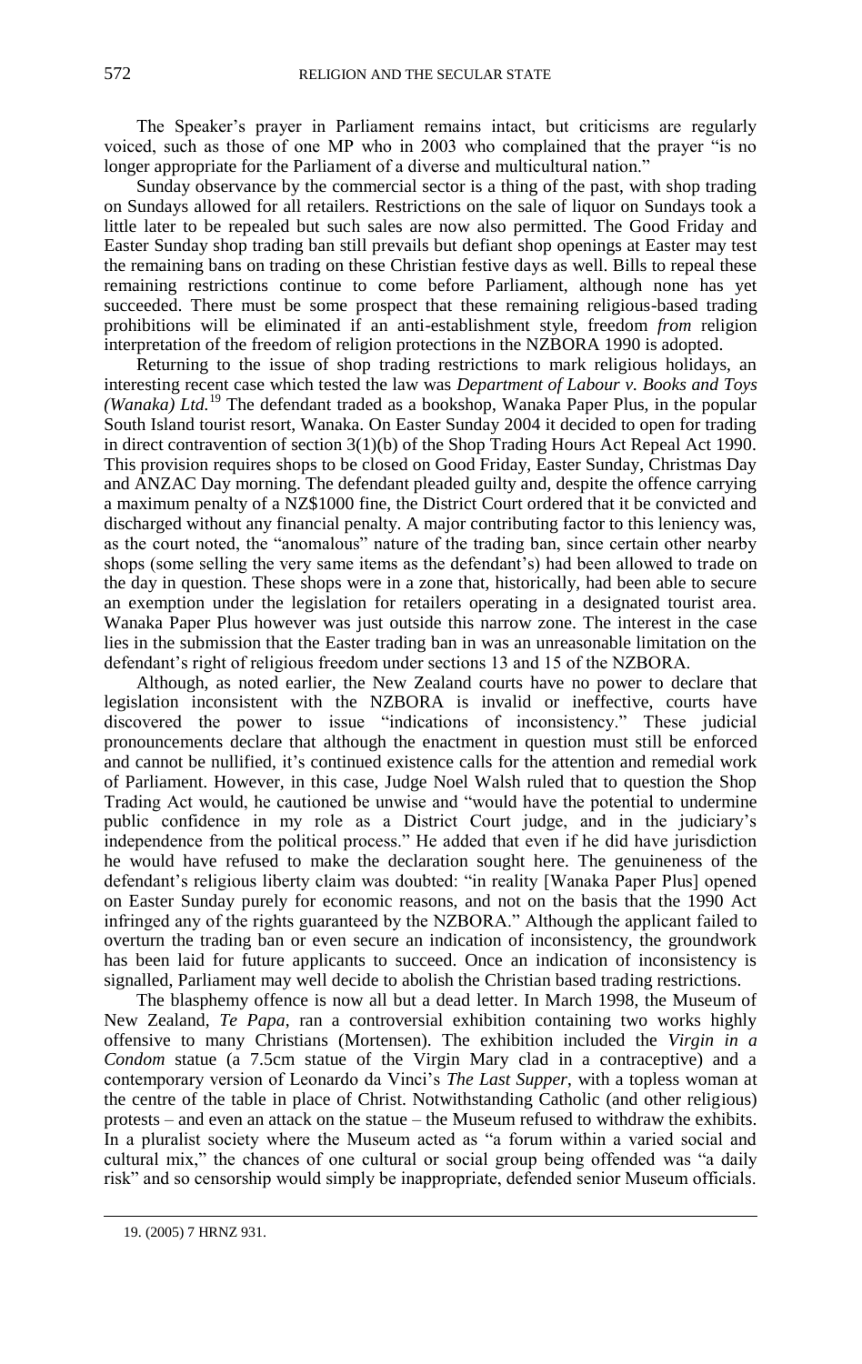The Speaker's prayer in Parliament remains intact, but criticisms are regularly voiced, such as those of one MP who in 2003 who complained that the prayer "is no longer appropriate for the Parliament of a diverse and multicultural nation."

Sunday observance by the commercial sector is a thing of the past, with shop trading on Sundays allowed for all retailers. Restrictions on the sale of liquor on Sundays took a little later to be repealed but such sales are now also permitted. The Good Friday and Easter Sunday shop trading ban still prevails but defiant shop openings at Easter may test the remaining bans on trading on these Christian festive days as well. Bills to repeal these remaining restrictions continue to come before Parliament, although none has yet succeeded. There must be some prospect that these remaining religious-based trading prohibitions will be eliminated if an anti-establishment style, freedom *from* religion interpretation of the freedom of religion protections in the NZBORA 1990 is adopted.

Returning to the issue of shop trading restrictions to mark religious holidays, an interesting recent case which tested the law was *Department of Labour v. Books and Toys (Wanaka) Ltd*.[19] The defendant traded as a bookshop, Wanaka Paper Plus, in the popular South Island tourist resort, Wanaka. On Easter Sunday 2004 it decided to open for trading in direct contravention of section 3(1)(b) of the Shop Trading Hours Act Repeal Act 1990. This provision requires shops to be closed on Good Friday, Easter Sunday, Christmas Day and ANZAC Day morning. The defendant pleaded guilty and, despite the offence carrying a maximum penalty of a NZ$1000 fine, the District Court ordered that it be convicted and discharged without any financial penalty. A major contributing factor to this leniency was, as the court noted, the "anomalous" nature of the trading ban, since certain other nearby shops (some selling the very same items as the defendant's) had been allowed to trade on the day in question. These shops were in a zone that, historically, had been able to secure an exemption under the legislation for retailers operating in a designated tourist area. Wanaka Paper Plus however was just outside this narrow zone. The interest in the case lies in the submission that the Easter trading ban in was an unreasonable limitation on the defendant's right of religious freedom under sections 13 and 15 of the NZBORA.

Although, as noted earlier, the New Zealand courts have no power to declare that legislation inconsistent with the NZBORA is invalid or ineffective, courts have discovered the power to issue "indications of inconsistency." These judicial pronouncements declare that although the enactment in question must still be enforced and cannot be nullified, it's continued existence calls for the attention and remedial work of Parliament. However, in this case, Judge Noel Walsh ruled that to question the Shop Trading Act would, he cautioned be unwise and "would have the potential to undermine public confidence in my role as a District Court judge, and in the judiciary's independence from the political process." He added that even if he did have jurisdiction he would have refused to make the declaration sought here. The genuineness of the defendant's religious liberty claim was doubted: "in reality [Wanaka Paper Plus] opened on Easter Sunday purely for economic reasons, and not on the basis that the 1990 Act infringed any of the rights guaranteed by the NZBORA." Although the applicant failed to overturn the trading ban or even secure an indication of inconsistency, the groundwork has been laid for future applicants to succeed. Once an indication of inconsistency is signalled, Parliament may well decide to abolish the Christian based trading restrictions.

The blasphemy offence is now all but a dead letter. In March 1998, the Museum of New Zealand, *Te Papa*, ran a controversial exhibition containing two works highly offensive to many Christians (Mortensen). The exhibition included the *Virgin in a Condom* statue (a 7.5cm statue of the Virgin Mary clad in a contraceptive) and a contemporary version of Leonardo da Vinci's *The Last Supper*, with a topless woman at the centre of the table in place of Christ. Notwithstanding Catholic (and other religious) protests – and even an attack on the statue – the Museum refused to withdraw the exhibits. In a pluralist society where the Museum acted as "a forum within a varied social and cultural mix," the chances of one cultural or social group being offended was "a daily risk" and so censorship would simply be inappropriate, defended senior Museum officials.

19. (2005) 7 HRNZ 931.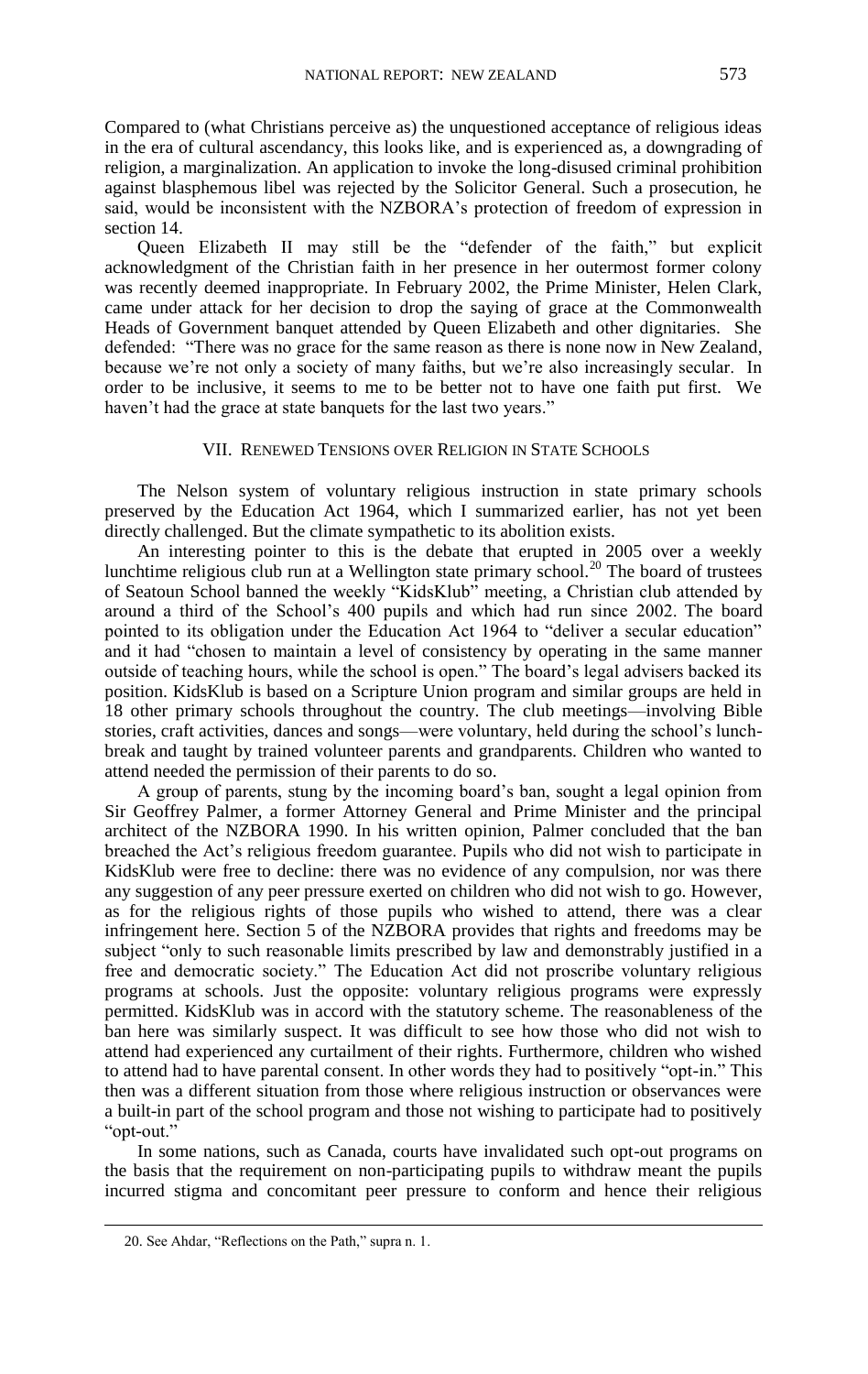Compared to (what Christians perceive as) the unquestioned acceptance of religious ideas in the era of cultural ascendancy, this looks like, and is experienced as, a downgrading of religion, a marginalization. An application to invoke the long-disused criminal prohibition against blasphemous libel was rejected by the Solicitor General. Such a prosecution, he said, would be inconsistent with the NZBORA's protection of freedom of expression in section 14.

Queen Elizabeth II may still be the "defender of the faith," but explicit acknowledgment of the Christian faith in her presence in her outermost former colony was recently deemed inappropriate. In February 2002, the Prime Minister, Helen Clark, came under attack for her decision to drop the saying of grace at the Commonwealth Heads of Government banquet attended by Queen Elizabeth and other dignitaries. She defended: "There was no grace for the same reason as there is none now in New Zealand, because we're not only a society of many faiths, but we're also increasingly secular. In order to be inclusive, it seems to me to be better not to have one faith put first. We haven't had the grace at state banquets for the last two years."

## VII. Renewed Tensions over Religion in State Schools

The Nelson system of voluntary religious instruction in state primary schools preserved by the Education Act 1964, which I summarized earlier, has not yet been directly challenged. But the climate sympathetic to its abolition exists.

An interesting pointer to this is the debate that erupted in 2005 over a weekly lunchtime religious club run at a Wellington state primary school.[20] The board of trustees of Seatoun School banned the weekly "KidsKlub" meeting, a Christian club attended by around a third of the School's 400 pupils and which had run since 2002. The board pointed to its obligation under the Education Act 1964 to "deliver a secular education" and it had "chosen to maintain a level of consistency by operating in the same manner outside of teaching hours, while the school is open." The board's legal advisers backed its position. KidsKlub is based on a Scripture Union program and similar groups are held in 18 other primary schools throughout the country. The club meetings—involving Bible stories, craft activities, dances and songs—were voluntary, held during the school's lunch-break and taught by trained volunteer parents and grandparents. Children who wanted to attend needed the permission of their parents to do so.

A group of parents, stung by the incoming board's ban, sought a legal opinion from Sir Geoffrey Palmer, a former Attorney General and Prime Minister and the principal architect of the NZBORA 1990. In his written opinion, Palmer concluded that the ban breached the Act's religious freedom guarantee. Pupils who did not wish to participate in KidsKlub were free to decline: there was no evidence of any compulsion, nor was there any suggestion of any peer pressure exerted on children who did not wish to go. However, as for the religious rights of those pupils who wished to attend, there was a clear infringement here. Section 5 of the NZBORA provides that rights and freedoms may be subject "only to such reasonable limits prescribed by law and demonstrably justified in a free and democratic society." The Education Act did not proscribe voluntary religious programs at schools. Just the opposite: voluntary religious programs were expressly permitted. KidsKlub was in accord with the statutory scheme. The reasonableness of the ban here was similarly suspect. It was difficult to see how those who did not wish to attend had experienced any curtailment of their rights. Furthermore, children who wished to attend had to have parental consent. In other words they had to positively "opt-in." This then was a different situation from those where religious instruction or observances were a built-in part of the school program and those not wishing to participate had to positively "opt-out."

In some nations, such as Canada, courts have invalidated such opt-out programs on the basis that the requirement on non-participating pupils to withdraw meant the pupils incurred stigma and concomitant peer pressure to conform and hence their religious

---

20. See Ahdar, "Reflections on the Path," supra n. 1.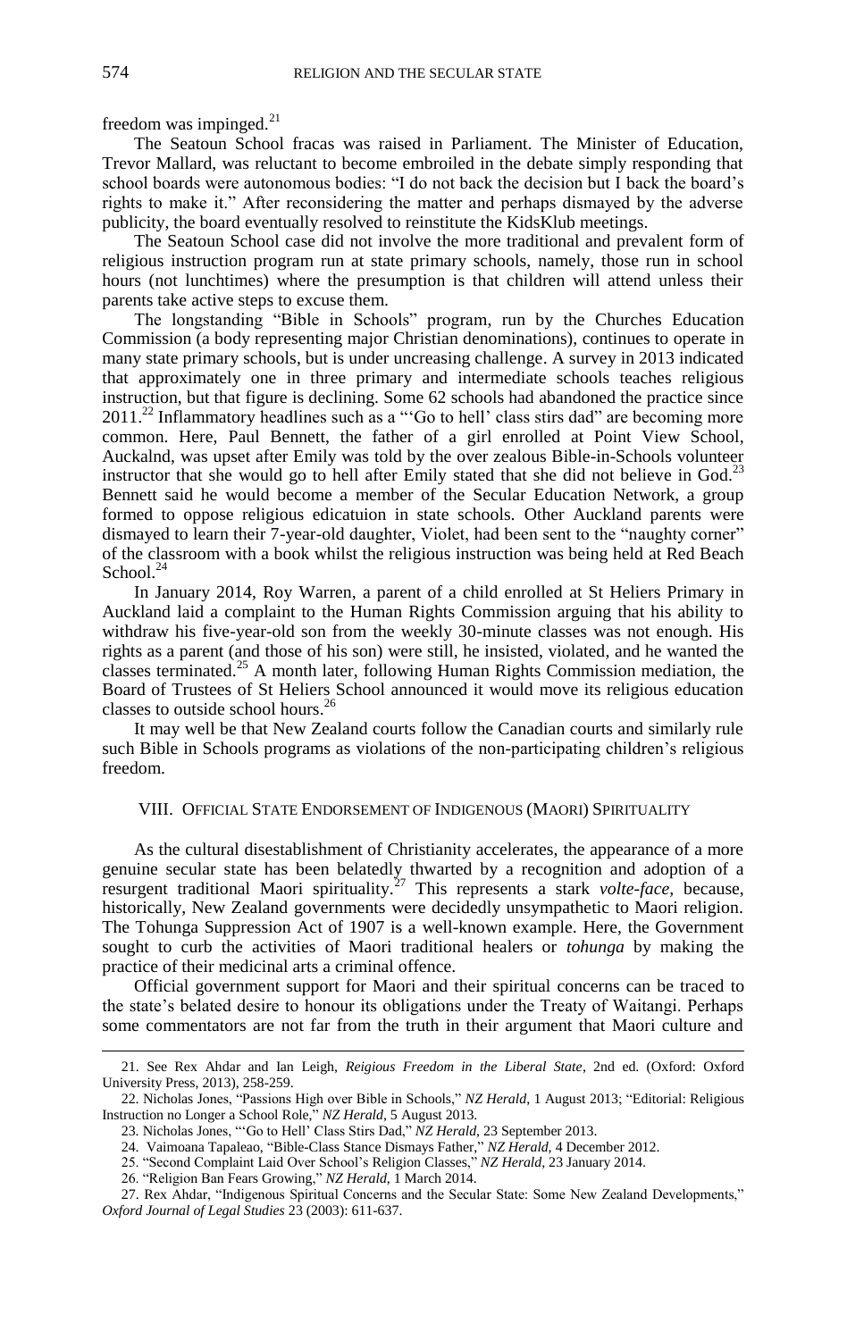freedom was impinged.[21]

The Seatoun School fracas was raised in Parliament. The Minister of Education, Trevor Mallard, was reluctant to become embroiled in the debate simply responding that school boards were autonomous bodies: "I do not back the decision but I back the board's rights to make it." After reconsidering the matter and perhaps dismayed by the adverse publicity, the board eventually resolved to reinstitute the KidsKlub meetings.

The Seatoun School case did not involve the more traditional and prevalent form of religious instruction program run at state primary schools, namely, those run in school hours (not lunchtimes) where the presumption is that children will attend unless their parents take active steps to excuse them.

The longstanding "Bible in Schools" program, run by the Churches Education Commission (a body representing major Christian denominations), continues to operate in many state primary schools, but is under uncreasing challenge. A survey in 2013 indicated that approximately one in three primary and intermediate schools teaches religious instruction, but that figure is declining. Some 62 schools had abandoned the practice since 2011.[22] Inflammatory headlines such as a "'Go to hell' class stirs dad" are becoming more common. Here, Paul Bennett, the father of a girl enrolled at Point View School, Auckalnd, was upset after Emily was told by the over zealous Bible-in-Schools volunteer instructor that she would go to hell after Emily stated that she did not believe in God.[23] Bennett said he would become a member of the Secular Education Network, a group formed to oppose religious edicatuion in state schools. Other Auckland parents were dismayed to learn their 7-year-old daughter, Violet, had been sent to the "naughty corner" of the classroom with a book whilst the religious instruction was being held at Red Beach School.[24]

In January 2014, Roy Warren, a parent of a child enrolled at St Heliers Primary in Auckland laid a complaint to the Human Rights Commission arguing that his ability to withdraw his five-year-old son from the weekly 30-minute classes was not enough. His rights as a parent (and those of his son) were still, he insisted, violated, and he wanted the classes terminated.[25] A month later, following Human Rights Commission mediation, the Board of Trustees of St Heliers School announced it would move its religious education classes to outside school hours.[26]

It may well be that New Zealand courts follow the Canadian courts and similarly rule such Bible in Schools programs as violations of the non-participating children's religious freedom.

## VIII. Official State Endorsement of Indigenous (Maori) Spirituality

As the cultural disestablishment of Christianity accelerates, the appearance of a more genuine secular state has been belatedly thwarted by a recognition and adoption of a resurgent traditional Maori spirituality.[27] This represents a stark *volte-face,* because, historically, New Zealand governments were decidedly unsympathetic to Maori religion. The Tohunga Suppression Act of 1907 is a well-known example. Here, the Government sought to curb the activities of Maori traditional healers or *tohunga* by making the practice of their medicinal arts a criminal offence.

Official government support for Maori and their spiritual concerns can be traced to the state's belated desire to honour its obligations under the Treaty of Waitangi. Perhaps some commentators are not far from the truth in their argument that Maori culture and

---

21. See Rex Ahdar and Ian Leigh, *Reigious Freedom in the Liberal State*, 2nd ed. (Oxford: Oxford University Press, 2013), 258-259.

22. Nicholas Jones, "Passions High over Bible in Schools," *NZ Herald*, 1 August 2013; "Editorial: Religious Instruction no Longer a School Role," *NZ Herald*, 5 August 2013.

23. Nicholas Jones, "'Go to Hell' Class Stirs Dad," *NZ Herald*, 23 September 2013.

24. Vaimoana Tapaleao, "Bible-Class Stance Dismays Father," *NZ Herald*, 4 December 2012.

25. "Second Complaint Laid Over School's Religion Classes," *NZ Herald*, 23 January 2014.

26. "Religion Ban Fears Growing," *NZ Herald*, 1 March 2014.

27. Rex Ahdar, "Indigenous Spiritual Concerns and the Secular State: Some New Zealand Developments," *Oxford Journal of Legal Studies* 23 (2003): 611-637.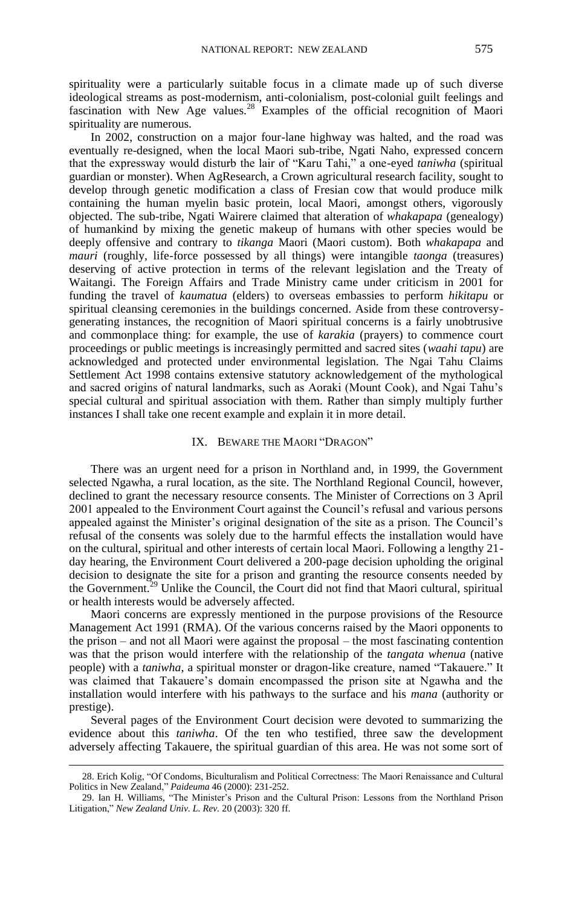spirituality were a particularly suitable focus in a climate made up of such diverse ideological streams as post-modernism, anti-colonialism, post-colonial guilt feelings and fascination with New Age values.[28] Examples of the official recognition of Maori spirituality are numerous.

In 2002, construction on a major four-lane highway was halted, and the road was eventually re-designed, when the local Maori sub-tribe, Ngati Naho, expressed concern that the expressway would disturb the lair of "Karu Tahi," a one-eyed *taniwha* (spiritual guardian or monster). When AgResearch, a Crown agricultural research facility, sought to develop through genetic modification a class of Fresian cow that would produce milk containing the human myelin basic protein, local Maori, amongst others, vigorously objected. The sub-tribe, Ngati Wairere claimed that alteration of *whakapapa* (genealogy) of humankind by mixing the genetic makeup of humans with other species would be deeply offensive and contrary to *tikanga* Maori (Maori custom). Both *whakapapa* and *mauri* (roughly, life-force possessed by all things) were intangible *taonga* (treasures) deserving of active protection in terms of the relevant legislation and the Treaty of Waitangi. The Foreign Affairs and Trade Ministry came under criticism in 2001 for funding the travel of *kaumatua* (elders) to overseas embassies to perform *hikitapu* or spiritual cleansing ceremonies in the buildings concerned. Aside from these controversy-generating instances, the recognition of Maori spiritual concerns is a fairly unobtrusive and commonplace thing: for example, the use of *karakia* (prayers) to commence court proceedings or public meetings is increasingly permitted and sacred sites (*waahi tapu*) are acknowledged and protected under environmental legislation. The Ngai Tahu Claims Settlement Act 1998 contains extensive statutory acknowledgement of the mythological and sacred origins of natural landmarks, such as Aoraki (Mount Cook), and Ngai Tahu's special cultural and spiritual association with them. Rather than simply multiply further instances I shall take one recent example and explain it in more detail.

## IX. Beware the Maori "Dragon"

There was an urgent need for a prison in Northland and, in 1999, the Government selected Ngawha, a rural location, as the site. The Northland Regional Council, however, declined to grant the necessary resource consents. The Minister of Corrections on 3 April 2001 appealed to the Environment Court against the Council's refusal and various persons appealed against the Minister's original designation of the site as a prison. The Council's refusal of the consents was solely due to the harmful effects the installation would have on the cultural, spiritual and other interests of certain local Maori. Following a lengthy 21-day hearing, the Environment Court delivered a 200-page decision upholding the original decision to designate the site for a prison and granting the resource consents needed by the Government.[29] Unlike the Council, the Court did not find that Maori cultural, spiritual or health interests would be adversely affected.

Maori concerns are expressly mentioned in the purpose provisions of the Resource Management Act 1991 (RMA). Of the various concerns raised by the Maori opponents to the prison – and not all Maori were against the proposal – the most fascinating contention was that the prison would interfere with the relationship of the *tangata whenua* (native people) with a *taniwha*, a spiritual monster or dragon-like creature, named "Takauere." It was claimed that Takauere's domain encompassed the prison site at Ngawha and the installation would interfere with his pathways to the surface and his *mana* (authority or prestige).

Several pages of the Environment Court decision were devoted to summarizing the evidence about this *taniwha*. Of the ten who testified, three saw the development adversely affecting Takauere, the spiritual guardian of this area. He was not some sort of

---

28. Erich Kolig, "Of Condoms, Biculturalism and Political Correctness: The Maori Renaissance and Cultural Politics in New Zealand," *Paideuma* 46 (2000): 231-252.

29. Ian H. Williams, "The Minister's Prison and the Cultural Prison: Lessons from the Northland Prison Litigation," *New Zealand Univ. L. Rev.* 20 (2003): 320 ff.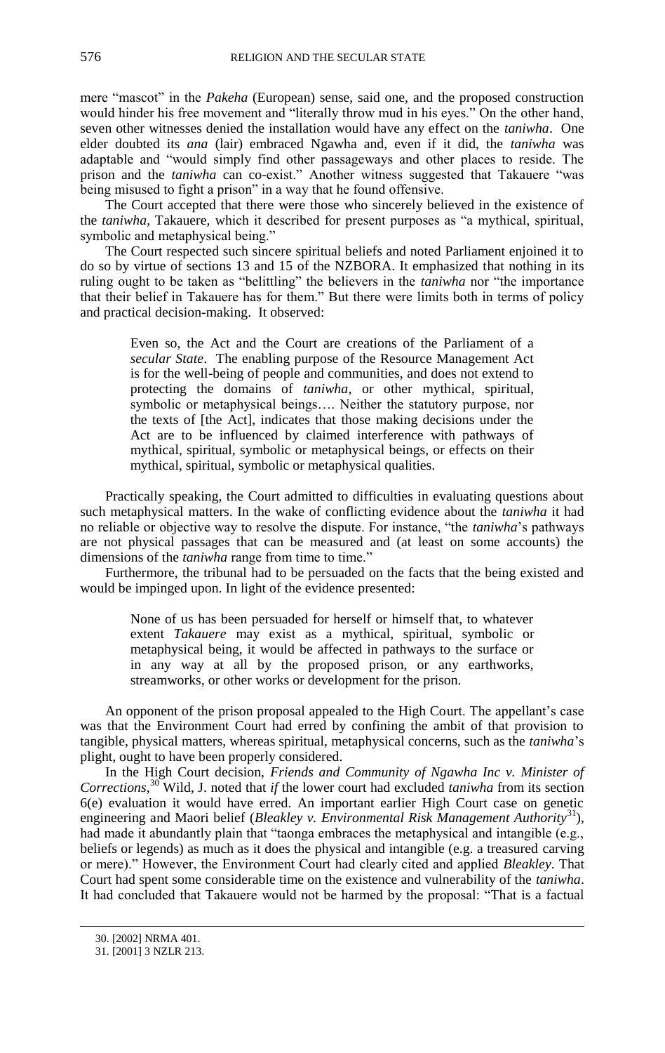mere "mascot" in the *Pakeha* (European) sense, said one, and the proposed construction would hinder his free movement and "literally throw mud in his eyes." On the other hand, seven other witnesses denied the installation would have any effect on the *taniwha*. One elder doubted its *ana* (lair) embraced Ngawha and, even if it did, the *taniwha* was adaptable and "would simply find other passageways and other places to reside. The prison and the *taniwha* can co-exist." Another witness suggested that Takauere "was being misused to fight a prison" in a way that he found offensive.

The Court accepted that there were those who sincerely believed in the existence of the *taniwha*, Takauere, which it described for present purposes as "a mythical, spiritual, symbolic and metaphysical being."

The Court respected such sincere spiritual beliefs and noted Parliament enjoined it to do so by virtue of sections 13 and 15 of the NZBORA. It emphasized that nothing in its ruling ought to be taken as "belittling" the believers in the *taniwha* nor "the importance that their belief in Takauere has for them." But there were limits both in terms of policy and practical decision-making. It observed:

> Even so, the Act and the Court are creations of the Parliament of a *secular State*. The enabling purpose of the Resource Management Act is for the well-being of people and communities, and does not extend to protecting the domains of *taniwha*, or other mythical, spiritual, symbolic or metaphysical beings…. Neither the statutory purpose, nor the texts of [the Act], indicates that those making decisions under the Act are to be influenced by claimed interference with pathways of mythical, spiritual, symbolic or metaphysical beings, or effects on their mythical, spiritual, symbolic or metaphysical qualities.

Practically speaking, the Court admitted to difficulties in evaluating questions about such metaphysical matters. In the wake of conflicting evidence about the *taniwha* it had no reliable or objective way to resolve the dispute. For instance, "the *taniwha*'s pathways are not physical passages that can be measured and (at least on some accounts) the dimensions of the *taniwha* range from time to time."

Furthermore, the tribunal had to be persuaded on the facts that the being existed and would be impinged upon. In light of the evidence presented:

> None of us has been persuaded for herself or himself that, to whatever extent *Takauere* may exist as a mythical, spiritual, symbolic or metaphysical being, it would be affected in pathways to the surface or in any way at all by the proposed prison, or any earthworks, streamworks, or other works or development for the prison.

An opponent of the prison proposal appealed to the High Court. The appellant's case was that the Environment Court had erred by confining the ambit of that provision to tangible, physical matters, whereas spiritual, metaphysical concerns, such as the *taniwha*'s plight, ought to have been properly considered.

In the High Court decision, *Friends and Community of Ngawha Inc v. Minister of Corrections*,[30] Wild, J. noted that *if* the lower court had excluded *taniwha* from its section 6(e) evaluation it would have erred. An important earlier High Court case on genetic engineering and Maori belief (*Bleakley v. Environmental Risk Management Authority*[31]), had made it abundantly plain that "taonga embraces the metaphysical and intangible (e.g., beliefs or legends) as much as it does the physical and intangible (e.g. a treasured carving or mere)." However, the Environment Court had clearly cited and applied *Bleakley*. That Court had spent some considerable time on the existence and vulnerability of the *taniwha*. It had concluded that Takauere would not be harmed by the proposal: "That is a factual

30. [2002] NRMA 401.

31. [2001] 3 NZLR 213.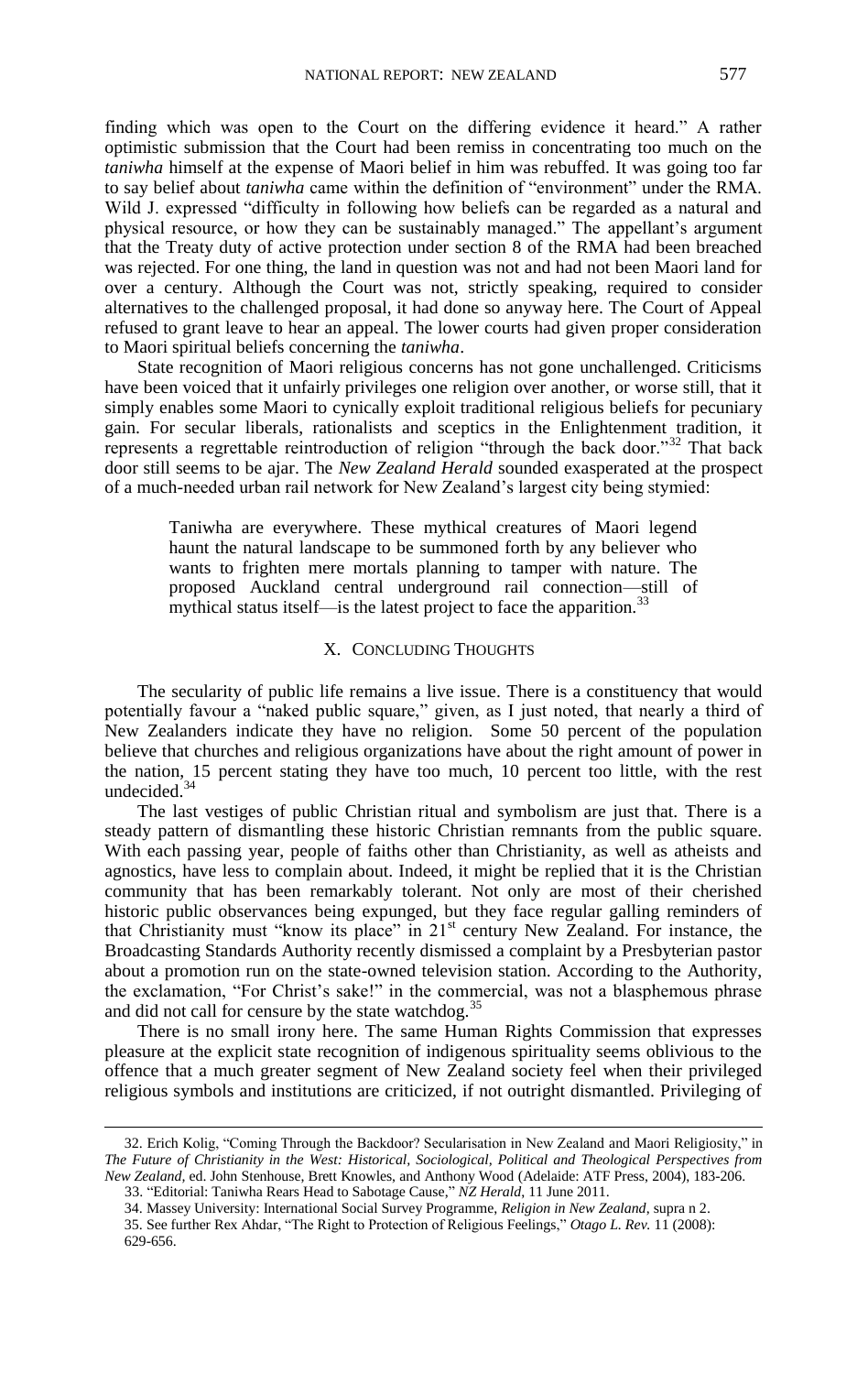finding which was open to the Court on the differing evidence it heard." A rather optimistic submission that the Court had been remiss in concentrating too much on the *taniwha* himself at the expense of Maori belief in him was rebuffed. It was going too far to say belief about *taniwha* came within the definition of "environment" under the RMA. Wild J. expressed "difficulty in following how beliefs can be regarded as a natural and physical resource, or how they can be sustainably managed." The appellant's argument that the Treaty duty of active protection under section 8 of the RMA had been breached was rejected. For one thing, the land in question was not and had not been Maori land for over a century. Although the Court was not, strictly speaking, required to consider alternatives to the challenged proposal, it had done so anyway here. The Court of Appeal refused to grant leave to hear an appeal. The lower courts had given proper consideration to Maori spiritual beliefs concerning the *taniwha*.

State recognition of Maori religious concerns has not gone unchallenged. Criticisms have been voiced that it unfairly privileges one religion over another, or worse still, that it simply enables some Maori to cynically exploit traditional religious beliefs for pecuniary gain. For secular liberals, rationalists and sceptics in the Enlightenment tradition, it represents a regrettable reintroduction of religion "through the back door."[32] That back door still seems to be ajar. The *New Zealand Herald* sounded exasperated at the prospect of a much-needed urban rail network for New Zealand's largest city being stymied:

> Taniwha are everywhere. These mythical creatures of Maori legend haunt the natural landscape to be summoned forth by any believer who wants to frighten mere mortals planning to tamper with nature. The proposed Auckland central underground rail connection—still of mythical status itself—is the latest project to face the apparition.[33]

## X. Concluding Thoughts

The secularity of public life remains a live issue. There is a constituency that would potentially favour a "naked public square," given, as I just noted, that nearly a third of New Zealanders indicate they have no religion. Some 50 percent of the population believe that churches and religious organizations have about the right amount of power in the nation, 15 percent stating they have too much, 10 percent too little, with the rest undecided.[34]

The last vestiges of public Christian ritual and symbolism are just that. There is a steady pattern of dismantling these historic Christian remnants from the public square. With each passing year, people of faiths other than Christianity, as well as atheists and agnostics, have less to complain about. Indeed, it might be replied that it is the Christian community that has been remarkably tolerant. Not only are most of their cherished historic public observances being expunged, but they face regular galling reminders of that Christianity must "know its place" in 21st century New Zealand. For instance, the Broadcasting Standards Authority recently dismissed a complaint by a Presbyterian pastor about a promotion run on the state-owned television station. According to the Authority, the exclamation, "For Christ's sake!" in the commercial, was not a blasphemous phrase and did not call for censure by the state watchdog.[35]

There is no small irony here. The same Human Rights Commission that expresses pleasure at the explicit state recognition of indigenous spirituality seems oblivious to the offence that a much greater segment of New Zealand society feel when their privileged religious symbols and institutions are criticized, if not outright dismantled. Privileging of

---

32. Erich Kolig, "Coming Through the Backdoor? Secularisation in New Zealand and Maori Religiosity," in *The Future of Christianity in the West: Historical, Sociological, Political and Theological Perspectives from New Zealand*, ed. John Stenhouse, Brett Knowles, and Anthony Wood (Adelaide: ATF Press, 2004), 183-206.

33. "Editorial: Taniwha Rears Head to Sabotage Cause," *NZ Herald*, 11 June 2011.

34. Massey University: International Social Survey Programme, *Religion in New Zealand*, supra n 2.

35. See further Rex Ahdar, "The Right to Protection of Religious Feelings," *Otago L. Rev.* 11 (2008): 629-656.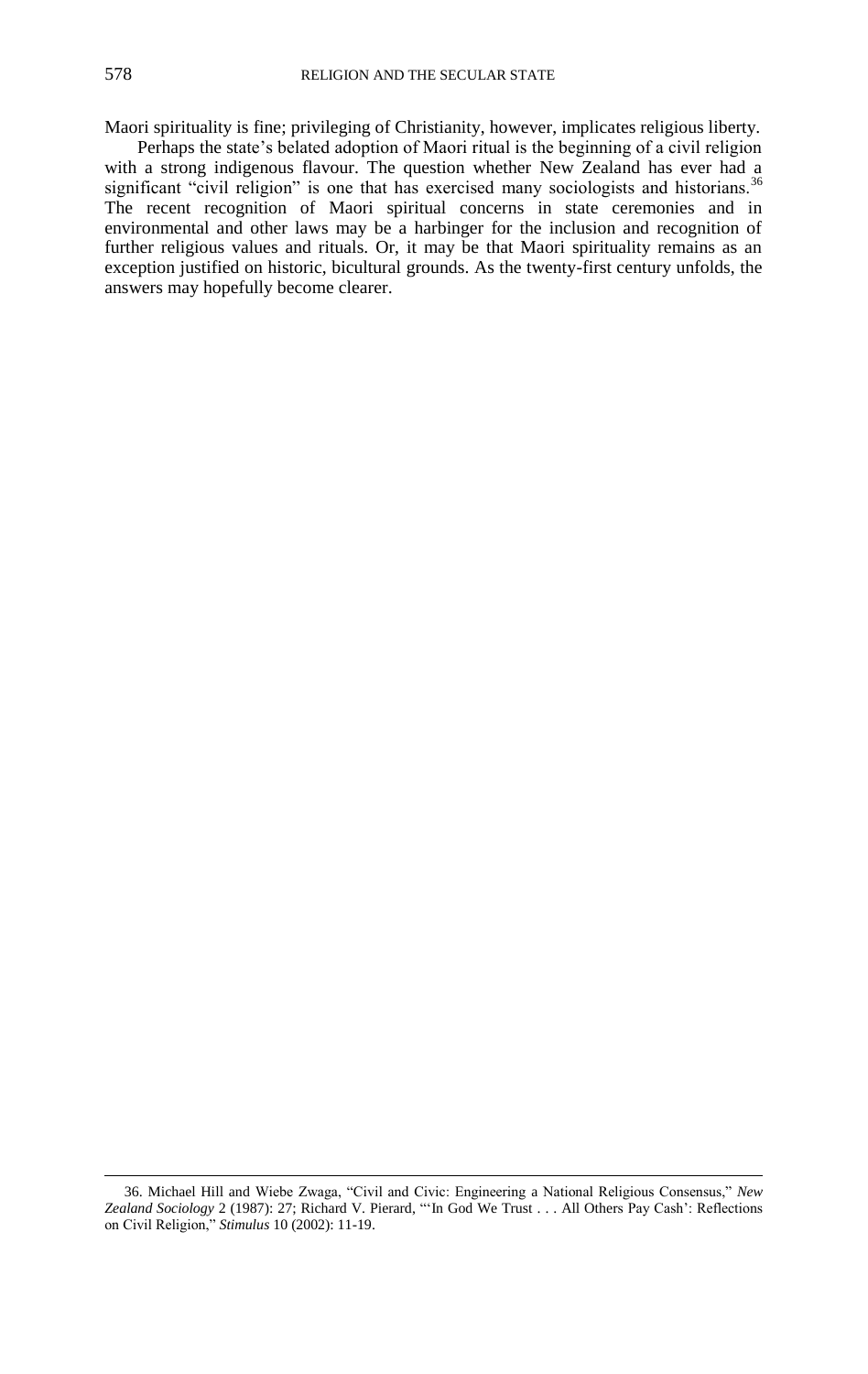Maori spirituality is fine; privileging of Christianity, however, implicates religious liberty.

Perhaps the state's belated adoption of Maori ritual is the beginning of a civil religion with a strong indigenous flavour. The question whether New Zealand has ever had a significant "civil religion" is one that has exercised many sociologists and historians.[36] The recent recognition of Maori spiritual concerns in state ceremonies and in environmental and other laws may be a harbinger for the inclusion and recognition of further religious values and rituals. Or, it may be that Maori spirituality remains as an exception justified on historic, bicultural grounds. As the twenty-first century unfolds, the answers may hopefully become clearer.

---

36. Michael Hill and Wiebe Zwaga, "Civil and Civic: Engineering a National Religious Consensus," *New Zealand Sociology* 2 (1987): 27; Richard V. Pierard, "'In God We Trust . . . All Others Pay Cash': Reflections on Civil Religion," *Stimulus* 10 (2002): 11-19.